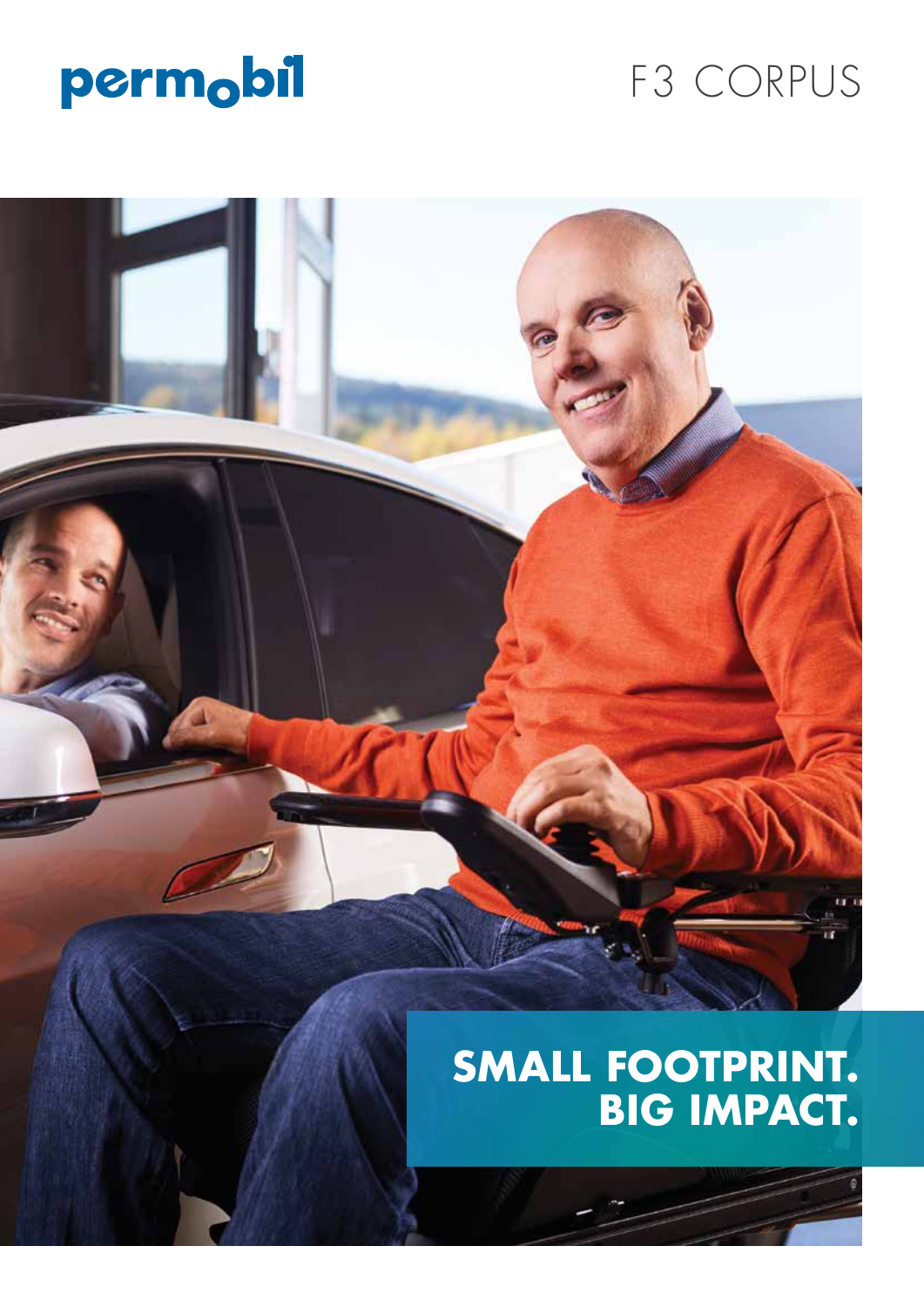permobil

# F3 CORPUS

## SMALL FOOTPRINT. BIG IMPACT.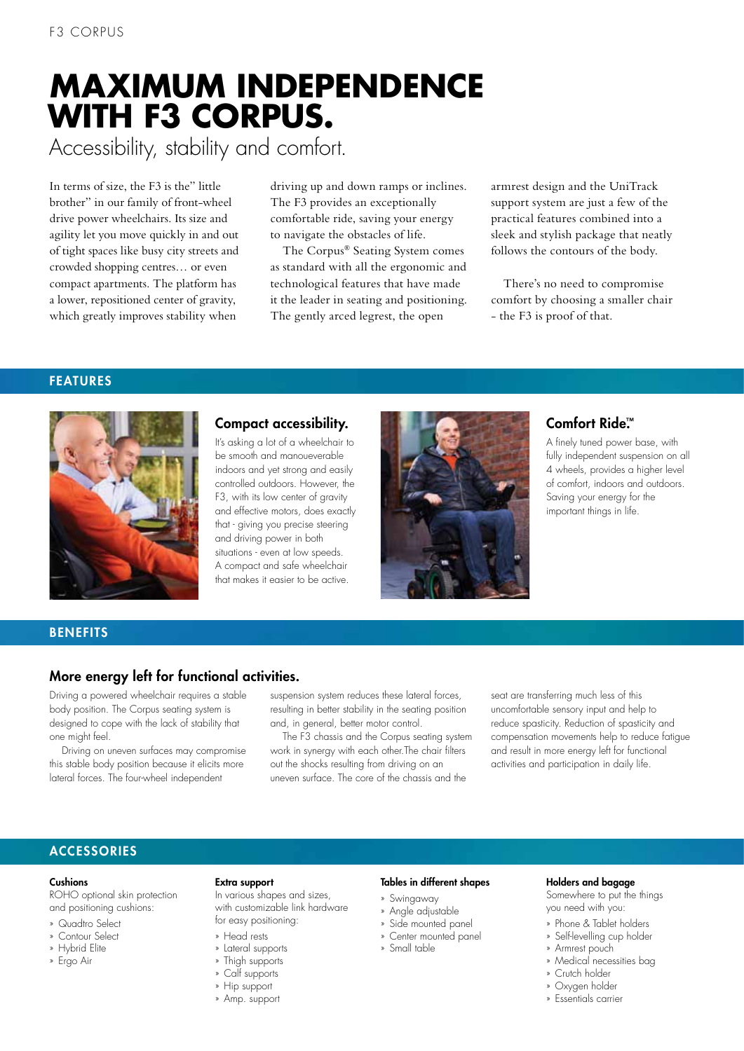# MAXIMUM INDEPENDENCE WITH F3 CORPUS.

Accessibility, stability and comfort.

In terms of size, the F3 is the" little brother" in our family of front-wheel drive power wheelchairs. Its size and agility let you move quickly in and out of tight spaces like busy city streets and crowded shopping centres… or even compact apartments. The platform has a lower, repositioned center of gravity, which greatly improves stability when driving up and down ramps or inclines. The F3 provides an exceptionally comfortable ride, saving your energy to navigate the obstacles of life.

The Corpus® Seating System comes as standard with all the ergonomic and technological features that have made it the leader in seating and positioning. The gently arced legrest, the open armrest design and the UniTrack support system are just a few of the practical features combined into a sleek and stylish package that neatly follows the contours of the body.

There's no need to compromise comfort by choosing a smaller chair - the F3 is proof of that.

## FEATURES

### Compact accessibility.

It's asking a lot of a wheelchair to be smooth and manoueverable indoors and yet strong and easily controlled outdoors. However, the F3, with its low center of gravity and effective motors, does exactly that - giving you precise steering and driving power in both situations - even at low speeds. A compact and safe wheelchair that makes it easier to be active.

### Comfort Ride.™

A finely tuned power base, with fully independent suspension on all 4 wheels, provides a higher level of comfort, indoors and outdoors. Saving your energy for the important things in life.

## BENEFITS

### More energy left for functional activities.

Driving a powered wheelchair requires a stable body position. The Corpus seating system is designed to cope with the lack of stability that one might feel.

Driving on uneven surfaces may compromise this stable body position because it elicits more lateral forces. The four-wheel independent suspension system reduces these lateral forces, resulting in better stability in the seating position and, in general, better motor control.

The F3 chassis and the Corpus seating system work in synergy with each other.The chair filters out the shocks resulting from driving on an uneven surface. The core of the chassis and the seat are transferring much less of this uncomfortable sensory input and help to reduce spasticity. Reduction of spasticity and compensation movements help to reduce fatigue and result in more energy left for functional activities and participation in daily life.

## ACCESSORIES

**Cushions**

ROHO optional skin protection and positioning cushions:

- Quadtro Select
- Contour Select
- Hybrid Elite
- Ergo Air

**Extra support**

In various shapes and sizes, with customizable link hardware for easy positioning:

- Head rests
- Lateral supports
- Thigh supports
- Calf supports
- Hip support
- Amp. support

**Tables in different shapes**

- Swingaway
- Angle adjustable
- Side mounted panel
- Center mounted panel
- Small table

**Holders and bagage**

Somewhere to put the things you need with you:

- Phone & Tablet holders
- Self-levelling cup holder
- Armrest pouch
- Medical necessities bag
- Crutch holder
- Oxygen holder
- Essentials carrier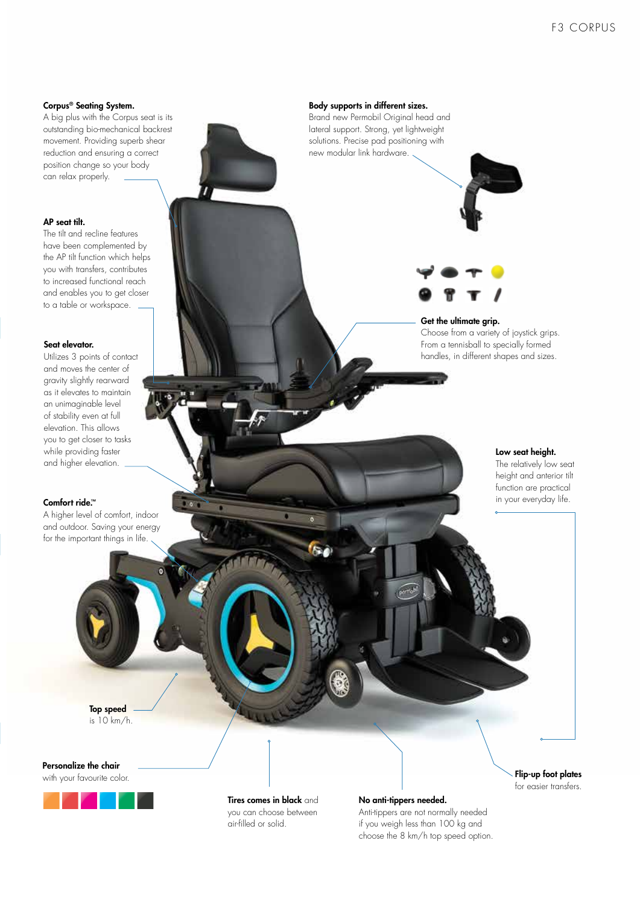# F3 CORPUS

**Corpus® Seating System.**
A big plus with the Corpus seat is its outstanding bio-mechanical backrest movement. Providing superb shear reduction and ensuring a correct position change so your body can relax properly.

**AP seat tilt.**
The tilt and recline features have been complemented by the AP tilt function which helps you with transfers, contributes to increased functional reach and enables you to get closer to a table or workspace.

**Seat elevator.**
Utilizes 3 points of contact and moves the center of gravity slightly rearward as it elevates to maintain an unimaginable level of stability even at full elevation. This allows you to get closer to tasks while providing faster and higher elevation.

**Comfort ride.™**
A higher level of comfort, indoor and outdoor. Saving your energy for the important things in life.

**Top speed** is 10 km/h.

**Personalize the chair** with your favourite color.

**Body supports in different sizes.**
Brand new Permobil Original head and lateral support. Strong, yet lightweight solutions. Precise pad positioning with new modular link hardware.

**Get the ultimate grip.**
Choose from a variety of joystick grips. From a tennisball to specially formed handles, in different shapes and sizes.

**Low seat height.**
The relatively low seat height and anterior tilt function are practical in your everyday life.

**Flip-up foot plates** for easier transfers.

**Tires comes in black** and you can choose between air-filled or solid.

**No anti-tippers needed.**
Anti-tippers are not normally needed if you weigh less than 100 kg and choose the 8 km/h top speed option.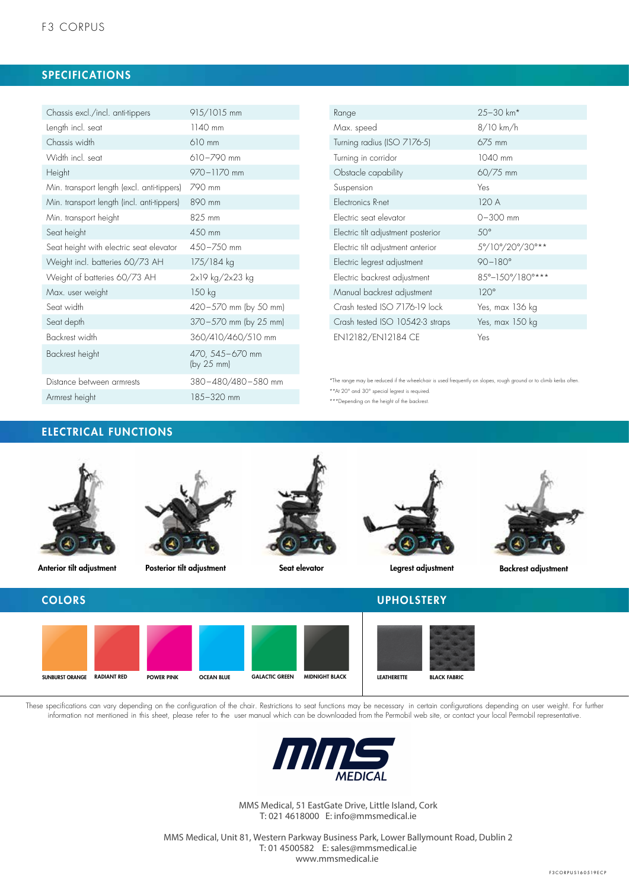F3 CORPUS

## SPECIFICATIONS

| | |
|---|---|
| Chassis excl./incl. anti-tippers | 915/1015 mm |
| Length incl. seat | 1140 mm |
| Chassis width | 610 mm |
| Width incl. seat | 610–790 mm |
| Height | 970–1170 mm |
| Min. transport length (excl. anti-tippers) | 790 mm |
| Min. transport length (incl. anti-tippers) | 890 mm |
| Min. transport height | 825 mm |
| Seat height | 450 mm |
| Seat height with electric seat elevator | 450–750 mm |
| Weight incl. batteries 60/73 AH | 175/184 kg |
| Weight of batteries 60/73 AH | 2x19 kg/2x23 kg |
| Max. user weight | 150 kg |
| Seat width | 420–570 mm (by 50 mm) |
| Seat depth | 370–570 mm (by 25 mm) |
| Backrest width | 360/410/460/510 mm |
| Backrest height | 470, 545–670 mm (by 25 mm) |
| Distance between armrests | 380–480/480–580 mm |
| Armrest height | 185–320 mm |

| | |
|---|---|
| Range | 25–30 km* |
| Max. speed | 8/10 km/h |
| Turning radius (ISO 7176-5) | 675 mm |
| Turning in corridor | 1040 mm |
| Obstacle capability | 60/75 mm |
| Suspension | Yes |
| Electronics R-net | 120 A |
| Electric seat elevator | 0–300 mm |
| Electric tilt adjustment posterior | 50° |
| Electric tilt adjustment anterior | 5°/10°/20°/30°** |
| Electric legrest adjustment | 90–180° |
| Electric backrest adjustment | 85°–150°/180°*** |
| Manual backrest adjustment | 120° |
| Crash tested ISO 7176-19 lock | Yes, max 136 kg |
| Crash tested ISO 10542-3 straps | Yes, max 150 kg |
| EN12182/EN12184 CE | Yes |

*The range may be reduced if the wheelchair is used frequently on slopes, rough ground or to climb kerbs often.
**At 20° and 30° special legrest is required.
***Depending on the height of the backrest.

## ELECTRICAL FUNCTIONS

**Anterior tilt adjustment**

**Posterior tilt adjustment**

**Seat elevator**

**Legrest adjustment**

**Backrest adjustment**

## COLORS

SUNBURST ORANGE, RADIANT RED, POWER PINK, OCEAN BLUE, GALACTIC GREEN, MIDNIGHT BLACK

## UPHOLSTERY

LEATHERETTE, BLACK FABRIC

These specifications can vary depending on the configuration of the chair. Restrictions to seat functions may be necessary in certain configurations depending on user weight. For further information not mentioned in this sheet, please refer to the user manual which can be downloaded from the Permobil web site, or contact your local Permobil representative.

MMS MEDICAL

MMS Medical, 51 EastGate Drive, Little Island, Cork
T: 021 4618000 E: info@mmsmedical.ie

MMS Medical, Unit 81, Western Parkway Business Park, Lower Ballymount Road, Dublin 2
T: 01 4500582 E: sales@mmsmedical.ie
www.mmsmedical.ie

F3CORPUS160519ECP